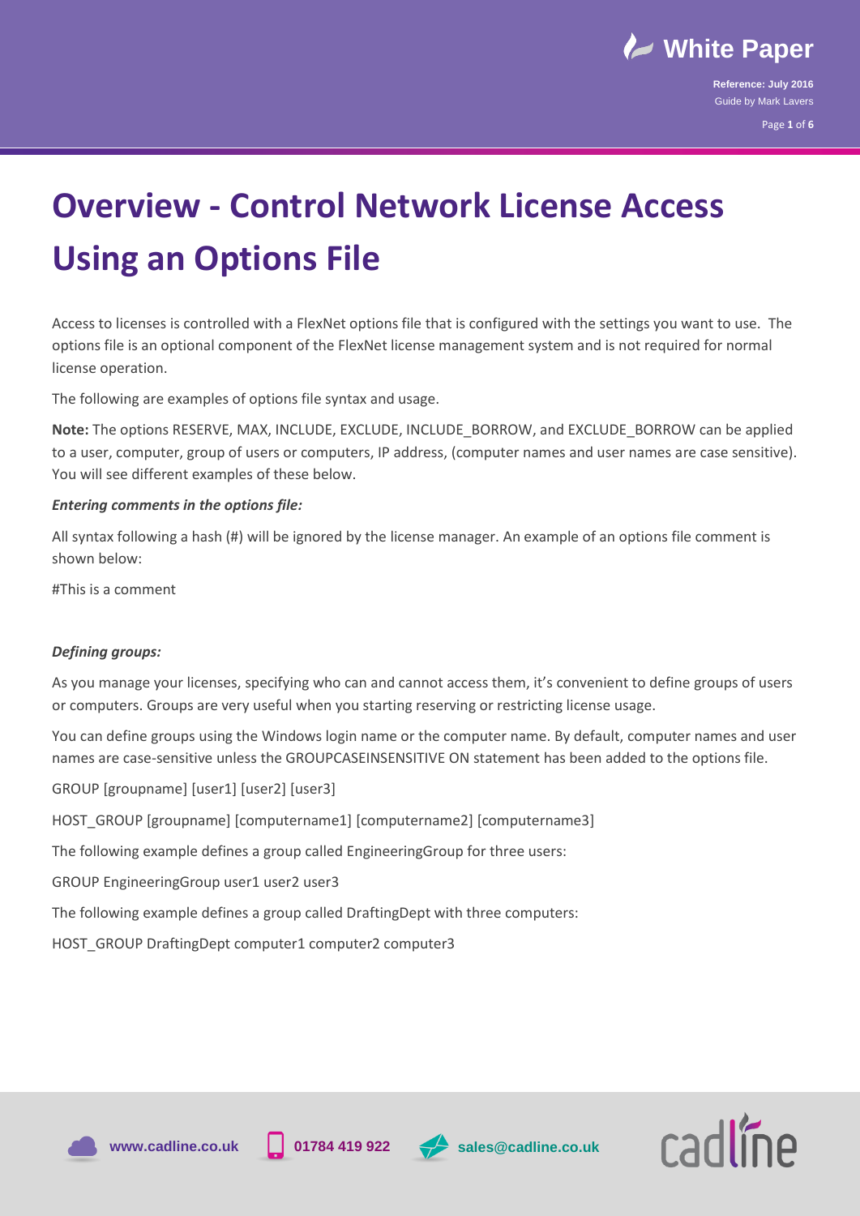# Overview - Control Network License Access Using an Options File

Access to licenses is controlled with a FlexNet options file that is configured with the settings you want to use. The options file is an optional component of the FlexNet license management system and is not required for normal license operation.

The following are examples of options file syntax and usage.

**Note:** The options RESERVE, MAX, INCLUDE, EXCLUDE, INCLUDE_BORROW, and EXCLUDE_BORROW can be applied to a user, computer, group of users or computers, IP address, (computer names and user names are case sensitive). You will see different examples of these below.

***Entering comments in the options file:***

All syntax following a hash (#) will be ignored by the license manager. An example of an options file comment is shown below:

#This is a comment

***Defining groups:***

As you manage your licenses, specifying who can and cannot access them, it's convenient to define groups of users or computers. Groups are very useful when you starting reserving or restricting license usage.

You can define groups using the Windows login name or the computer name. By default, computer names and user names are case-sensitive unless the GROUPCASEINSENSITIVE ON statement has been added to the options file.

GROUP [groupname] [user1] [user2] [user3]

HOST_GROUP [groupname] [computername1] [computername2] [computername3]

The following example defines a group called EngineeringGroup for three users:

GROUP EngineeringGroup user1 user2 user3

The following example defines a group called DraftingDept with three computers:

HOST_GROUP DraftingDept computer1 computer2 computer3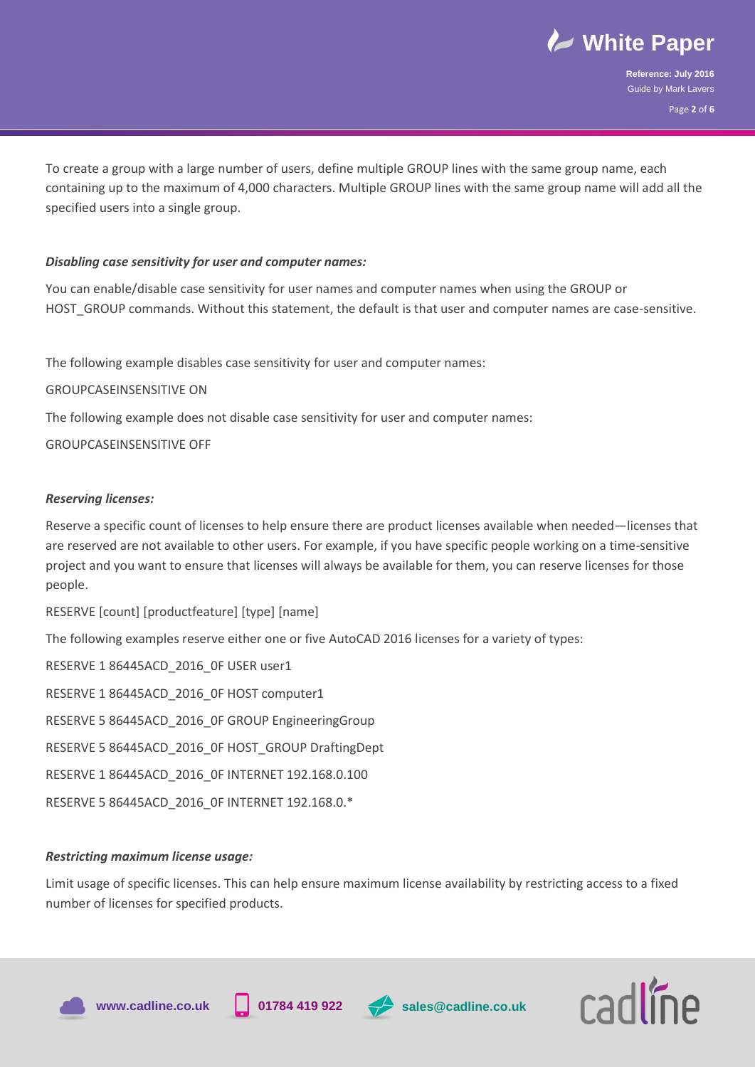To create a group with a large number of users, define multiple GROUP lines with the same group name, each containing up to the maximum of 4,000 characters. Multiple GROUP lines with the same group name will add all the specified users into a single group.

***Disabling case sensitivity for user and computer names:***

You can enable/disable case sensitivity for user names and computer names when using the GROUP or HOST_GROUP commands. Without this statement, the default is that user and computer names are case-sensitive.

The following example disables case sensitivity for user and computer names:

GROUPCASEINSENSITIVE ON

The following example does not disable case sensitivity for user and computer names:

GROUPCASEINSENSITIVE OFF

***Reserving licenses:***

Reserve a specific count of licenses to help ensure there are product licenses available when needed—licenses that are reserved are not available to other users. For example, if you have specific people working on a time-sensitive project and you want to ensure that licenses will always be available for them, you can reserve licenses for those people.

RESERVE [count] [productfeature] [type] [name]

The following examples reserve either one or five AutoCAD 2016 licenses for a variety of types:

RESERVE 1 86445ACD_2016_0F USER user1

RESERVE 1 86445ACD_2016_0F HOST computer1

RESERVE 5 86445ACD_2016_0F GROUP EngineeringGroup

RESERVE 5 86445ACD_2016_0F HOST_GROUP DraftingDept

RESERVE 1 86445ACD_2016_0F INTERNET 192.168.0.100

RESERVE 5 86445ACD_2016_0F INTERNET 192.168.0.*

***Restricting maximum license usage:***

Limit usage of specific licenses. This can help ensure maximum license availability by restricting access to a fixed number of licenses for specified products.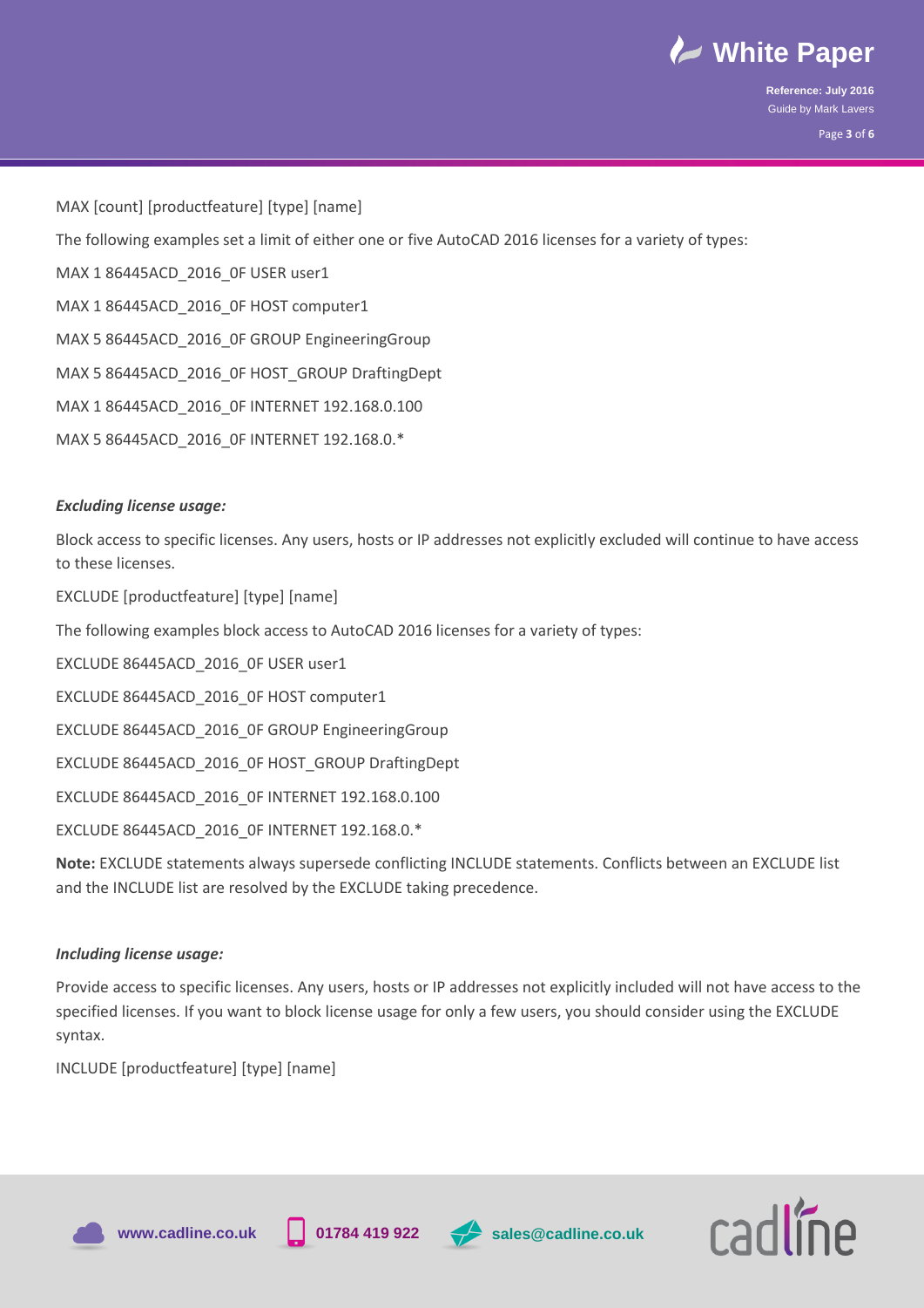MAX [count] [productfeature] [type] [name]

The following examples set a limit of either one or five AutoCAD 2016 licenses for a variety of types:

MAX 1 86445ACD_2016_0F USER user1

MAX 1 86445ACD_2016_0F HOST computer1

MAX 5 86445ACD_2016_0F GROUP EngineeringGroup

MAX 5 86445ACD_2016_0F HOST_GROUP DraftingDept

MAX 1 86445ACD_2016_0F INTERNET 192.168.0.100

MAX 5 86445ACD_2016_0F INTERNET 192.168.0.*

***Excluding license usage:***

Block access to specific licenses. Any users, hosts or IP addresses not explicitly excluded will continue to have access to these licenses.

EXCLUDE [productfeature] [type] [name]

The following examples block access to AutoCAD 2016 licenses for a variety of types:

EXCLUDE 86445ACD_2016_0F USER user1

EXCLUDE 86445ACD_2016_0F HOST computer1

EXCLUDE 86445ACD_2016_0F GROUP EngineeringGroup

EXCLUDE 86445ACD_2016_0F HOST_GROUP DraftingDept

EXCLUDE 86445ACD_2016_0F INTERNET 192.168.0.100

EXCLUDE 86445ACD_2016_0F INTERNET 192.168.0.*

**Note:** EXCLUDE statements always supersede conflicting INCLUDE statements. Conflicts between an EXCLUDE list and the INCLUDE list are resolved by the EXCLUDE taking precedence.

***Including license usage:***

Provide access to specific licenses. Any users, hosts or IP addresses not explicitly included will not have access to the specified licenses. If you want to block license usage for only a few users, you should consider using the EXCLUDE syntax.

INCLUDE [productfeature] [type] [name]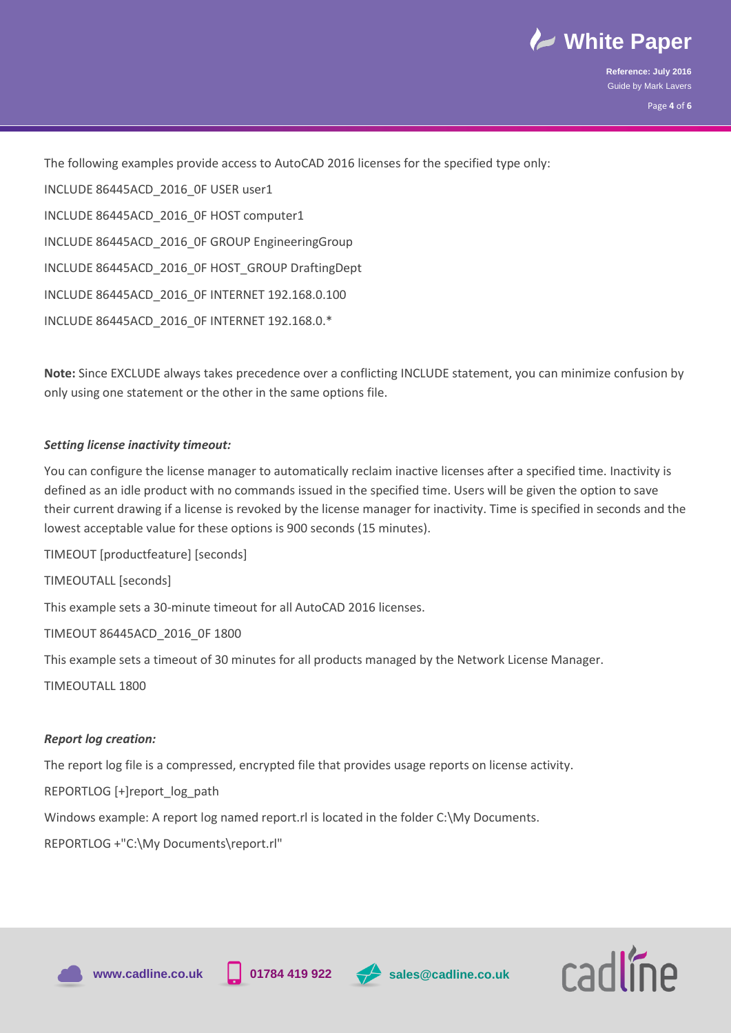The following examples provide access to AutoCAD 2016 licenses for the specified type only:

INCLUDE 86445ACD_2016_0F USER user1

INCLUDE 86445ACD_2016_0F HOST computer1

INCLUDE 86445ACD_2016_0F GROUP EngineeringGroup

INCLUDE 86445ACD_2016_0F HOST_GROUP DraftingDept

INCLUDE 86445ACD_2016_0F INTERNET 192.168.0.100

INCLUDE 86445ACD_2016_0F INTERNET 192.168.0.*

**Note:** Since EXCLUDE always takes precedence over a conflicting INCLUDE statement, you can minimize confusion by only using one statement or the other in the same options file.

***Setting license inactivity timeout:***

You can configure the license manager to automatically reclaim inactive licenses after a specified time. Inactivity is defined as an idle product with no commands issued in the specified time. Users will be given the option to save their current drawing if a license is revoked by the license manager for inactivity. Time is specified in seconds and the lowest acceptable value for these options is 900 seconds (15 minutes).

TIMEOUT [productfeature] [seconds]

TIMEOUTALL [seconds]

This example sets a 30-minute timeout for all AutoCAD 2016 licenses.

TIMEOUT 86445ACD_2016_0F 1800

This example sets a timeout of 30 minutes for all products managed by the Network License Manager.

TIMEOUTALL 1800

***Report log creation:***

The report log file is a compressed, encrypted file that provides usage reports on license activity.

REPORTLOG [+]report_log_path

Windows example: A report log named report.rl is located in the folder C:\My Documents.

REPORTLOG +"C:\My Documents\report.rl"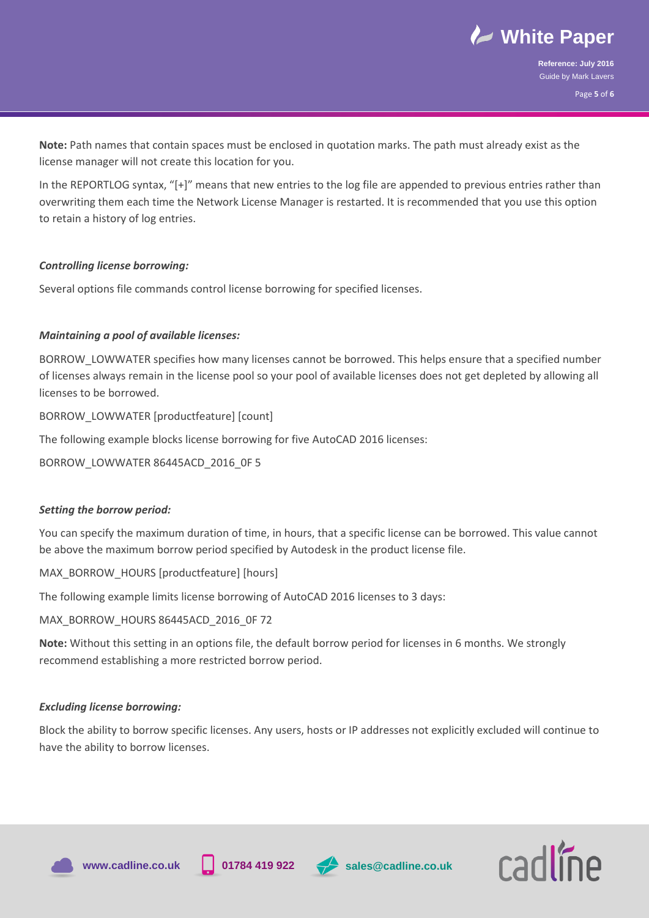**Note:** Path names that contain spaces must be enclosed in quotation marks. The path must already exist as the license manager will not create this location for you.

In the REPORTLOG syntax, "[+]" means that new entries to the log file are appended to previous entries rather than overwriting them each time the Network License Manager is restarted. It is recommended that you use this option to retain a history of log entries.

***Controlling license borrowing:***

Several options file commands control license borrowing for specified licenses.

***Maintaining a pool of available licenses:***

BORROW_LOWWATER specifies how many licenses cannot be borrowed. This helps ensure that a specified number of licenses always remain in the license pool so your pool of available licenses does not get depleted by allowing all licenses to be borrowed.

BORROW_LOWWATER [productfeature] [count]

The following example blocks license borrowing for five AutoCAD 2016 licenses:

BORROW_LOWWATER 86445ACD_2016_0F 5

***Setting the borrow period:***

You can specify the maximum duration of time, in hours, that a specific license can be borrowed. This value cannot be above the maximum borrow period specified by Autodesk in the product license file.

MAX_BORROW_HOURS [productfeature] [hours]

The following example limits license borrowing of AutoCAD 2016 licenses to 3 days:

MAX_BORROW_HOURS 86445ACD_2016_0F 72

**Note:** Without this setting in an options file, the default borrow period for licenses in 6 months. We strongly recommend establishing a more restricted borrow period.

***Excluding license borrowing:***

Block the ability to borrow specific licenses. Any users, hosts or IP addresses not explicitly excluded will continue to have the ability to borrow licenses.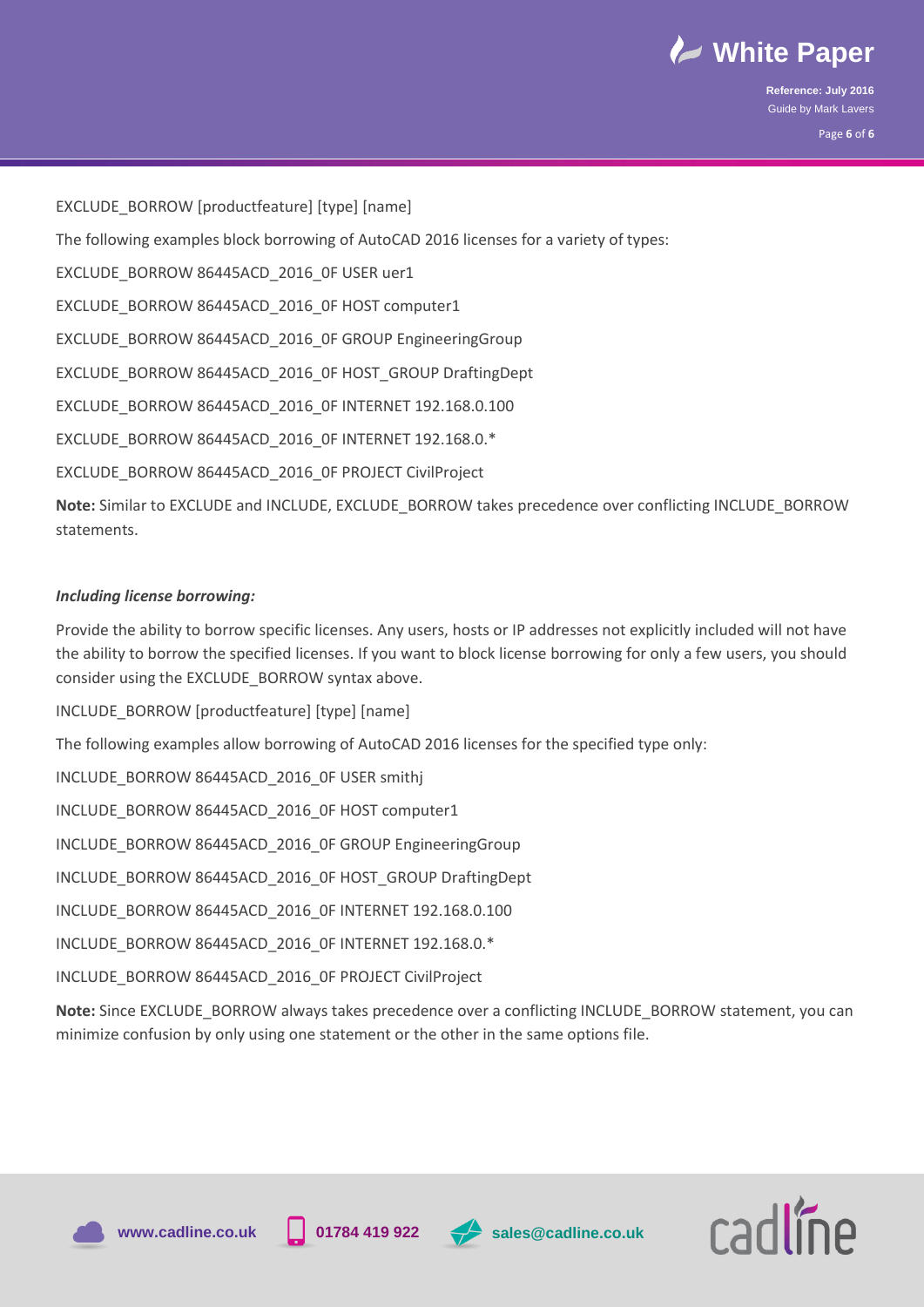EXCLUDE_BORROW [productfeature] [type] [name]

The following examples block borrowing of AutoCAD 2016 licenses for a variety of types:

EXCLUDE_BORROW 86445ACD_2016_0F USER uer1

EXCLUDE_BORROW 86445ACD_2016_0F HOST computer1

EXCLUDE_BORROW 86445ACD_2016_0F GROUP EngineeringGroup

EXCLUDE_BORROW 86445ACD_2016_0F HOST_GROUP DraftingDept

EXCLUDE_BORROW 86445ACD_2016_0F INTERNET 192.168.0.100

EXCLUDE_BORROW 86445ACD_2016_0F INTERNET 192.168.0.*

EXCLUDE_BORROW 86445ACD_2016_0F PROJECT CivilProject

**Note:** Similar to EXCLUDE and INCLUDE, EXCLUDE_BORROW takes precedence over conflicting INCLUDE_BORROW statements.

***Including license borrowing:***

Provide the ability to borrow specific licenses. Any users, hosts or IP addresses not explicitly included will not have the ability to borrow the specified licenses. If you want to block license borrowing for only a few users, you should consider using the EXCLUDE_BORROW syntax above.

INCLUDE_BORROW [productfeature] [type] [name]

The following examples allow borrowing of AutoCAD 2016 licenses for the specified type only:

INCLUDE_BORROW 86445ACD_2016_0F USER smithj

INCLUDE_BORROW 86445ACD_2016_0F HOST computer1

INCLUDE_BORROW 86445ACD_2016_0F GROUP EngineeringGroup

INCLUDE_BORROW 86445ACD_2016_0F HOST_GROUP DraftingDept

INCLUDE_BORROW 86445ACD_2016_0F INTERNET 192.168.0.100

INCLUDE_BORROW 86445ACD_2016_0F INTERNET 192.168.0.*

INCLUDE_BORROW 86445ACD_2016_0F PROJECT CivilProject

**Note:** Since EXCLUDE_BORROW always takes precedence over a conflicting INCLUDE_BORROW statement, you can minimize confusion by only using one statement or the other in the same options file.